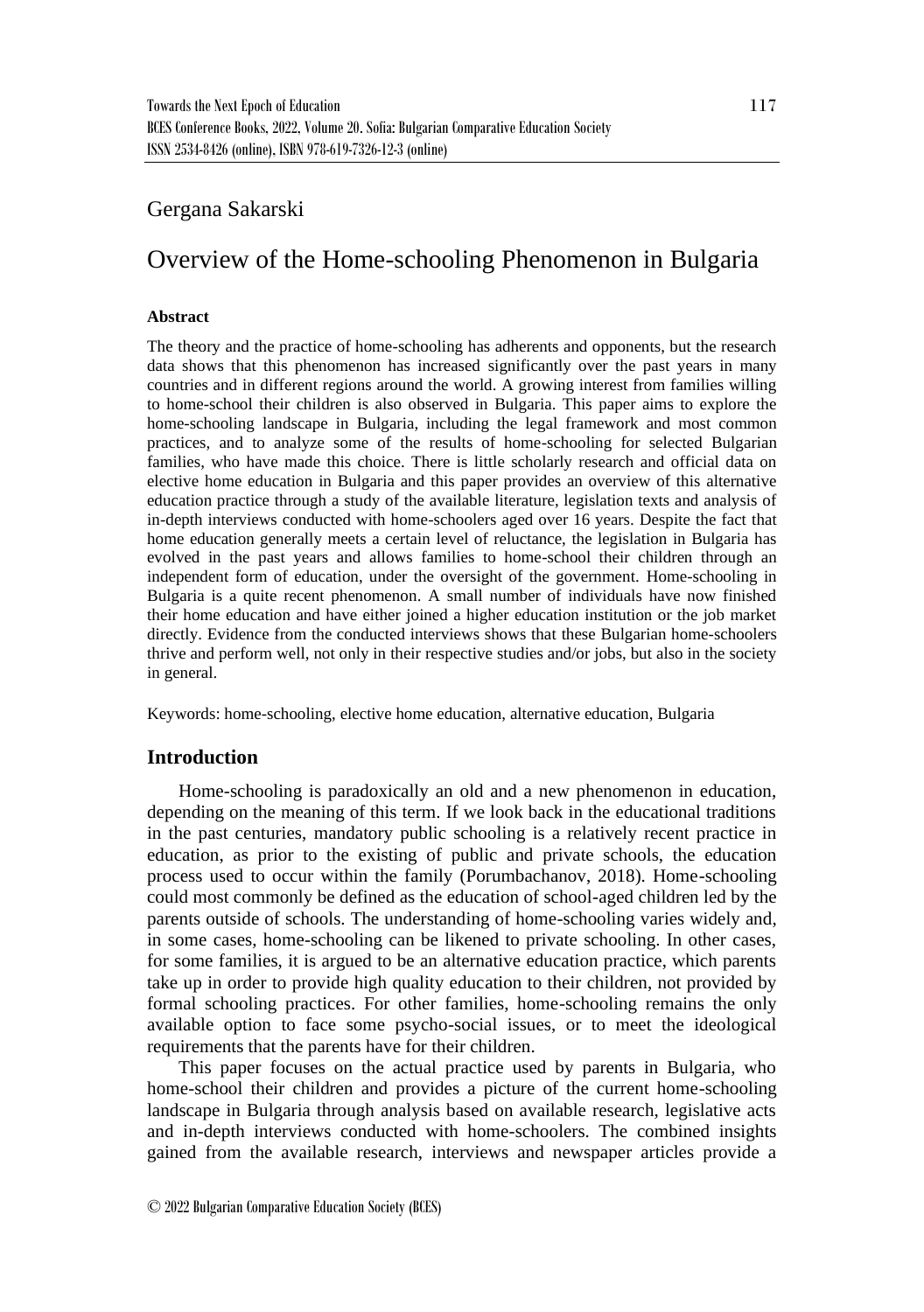Gergana Sakarski

# Overview of the Home-schooling Phenomenon in Bulgaria

### Abstract

The theory and the practice of home-schooling has adherents and opponents, but the research data shows that this phenomenon has increased significantly over the past years in many countries and in different regions around the world. A growing interest from families willing to home-school their children is also observed in Bulgaria. This paper aims to explore the home-schooling landscape in Bulgaria, including the legal framework and most common practices, and to analyze some of the results of home-schooling for selected Bulgarian families, who have made this choice. There is little scholarly research and official data on elective home education in Bulgaria and this paper provides an overview of this alternative education practice through a study of the available literature, legislation texts and analysis of in-depth interviews conducted with home-schoolers aged over 16 years. Despite the fact that home education generally meets a certain level of reluctance, the legislation in Bulgaria has evolved in the past years and allows families to home-school their children through an independent form of education, under the oversight of the government. Home-schooling in Bulgaria is a quite recent phenomenon. A small number of individuals have now finished their home education and have either joined a higher education institution or the job market directly. Evidence from the conducted interviews shows that these Bulgarian home-schoolers thrive and perform well, not only in their respective studies and/or jobs, but also in the society in general.

Keywords: home-schooling, elective home education, alternative education, Bulgaria

## Introduction

Home-schooling is paradoxically an old and a new phenomenon in education, depending on the meaning of this term. If we look back in the educational traditions in the past centuries, mandatory public schooling is a relatively recent practice in education, as prior to the existing of public and private schools, the education process used to occur within the family (Porumbachanov, 2018). Home-schooling could most commonly be defined as the education of school-aged children led by the parents outside of schools. The understanding of home-schooling varies widely and, in some cases, home-schooling can be likened to private schooling. In other cases, for some families, it is argued to be an alternative education practice, which parents take up in order to provide high quality education to their children, not provided by formal schooling practices. For other families, home-schooling remains the only available option to face some psycho-social issues, or to meet the ideological requirements that the parents have for their children.

This paper focuses on the actual practice used by parents in Bulgaria, who home-school their children and provides a picture of the current home-schooling landscape in Bulgaria through analysis based on available research, legislative acts and in-depth interviews conducted with home-schoolers. The combined insights gained from the available research, interviews and newspaper articles provide a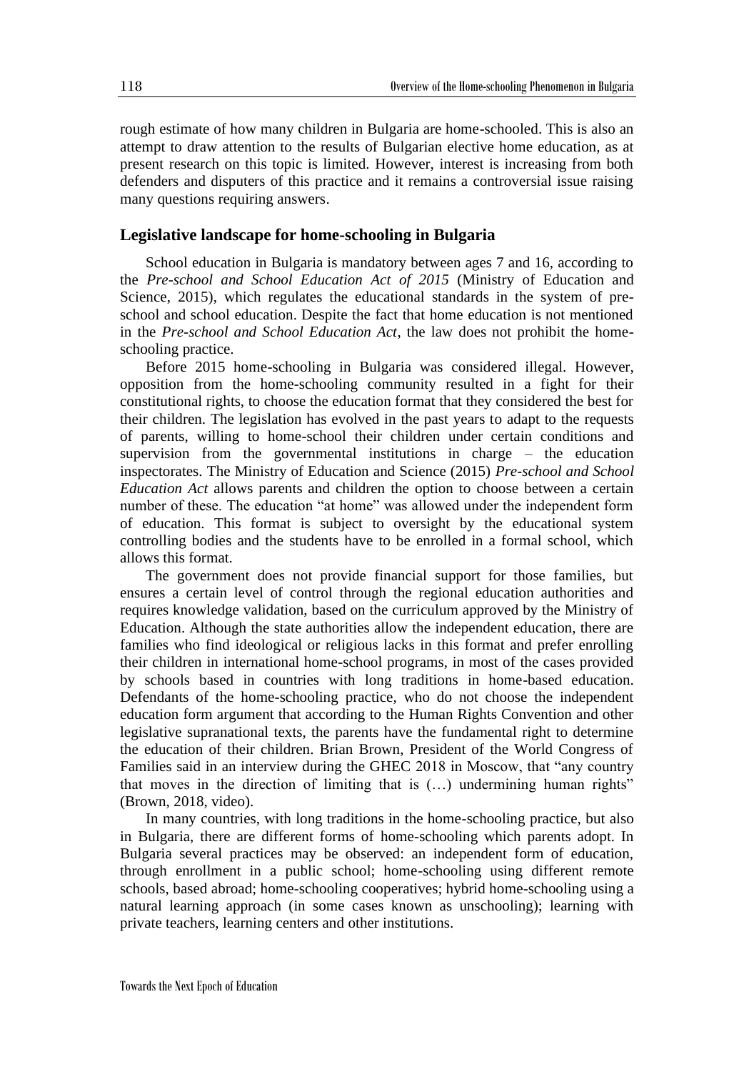rough estimate of how many children in Bulgaria are home-schooled. This is also an attempt to draw attention to the results of Bulgarian elective home education, as at present research on this topic is limited. However, interest is increasing from both defenders and disputers of this practice and it remains a controversial issue raising many questions requiring answers.

## Legislative landscape for home-schooling in Bulgaria

School education in Bulgaria is mandatory between ages 7 and 16, according to the *Pre-school and School Education Act of 2015* (Ministry of Education and Science, 2015), which regulates the educational standards in the system of pre-school and school education. Despite the fact that home education is not mentioned in the *Pre-school and School Education Act*, the law does not prohibit the home-schooling practice.

Before 2015 home-schooling in Bulgaria was considered illegal. However, opposition from the home-schooling community resulted in a fight for their constitutional rights, to choose the education format that they considered the best for their children. The legislation has evolved in the past years to adapt to the requests of parents, willing to home-school their children under certain conditions and supervision from the governmental institutions in charge – the education inspectorates. The Ministry of Education and Science (2015) *Pre-school and School Education Act* allows parents and children the option to choose between a certain number of these. The education "at home" was allowed under the independent form of education. This format is subject to oversight by the educational system controlling bodies and the students have to be enrolled in a formal school, which allows this format.

The government does not provide financial support for those families, but ensures a certain level of control through the regional education authorities and requires knowledge validation, based on the curriculum approved by the Ministry of Education. Although the state authorities allow the independent education, there are families who find ideological or religious lacks in this format and prefer enrolling their children in international home-school programs, in most of the cases provided by schools based in countries with long traditions in home-based education. Defendants of the home-schooling practice, who do not choose the independent education form argument that according to the Human Rights Convention and other legislative supranational texts, the parents have the fundamental right to determine the education of their children. Brian Brown, President of the World Congress of Families said in an interview during the GHEC 2018 in Moscow, that "any country that moves in the direction of limiting that is (…) undermining human rights" (Brown, 2018, video).

In many countries, with long traditions in the home-schooling practice, but also in Bulgaria, there are different forms of home-schooling which parents adopt. In Bulgaria several practices may be observed: an independent form of education, through enrollment in a public school; home-schooling using different remote schools, based abroad; home-schooling cooperatives; hybrid home-schooling using a natural learning approach (in some cases known as unschooling); learning with private teachers, learning centers and other institutions.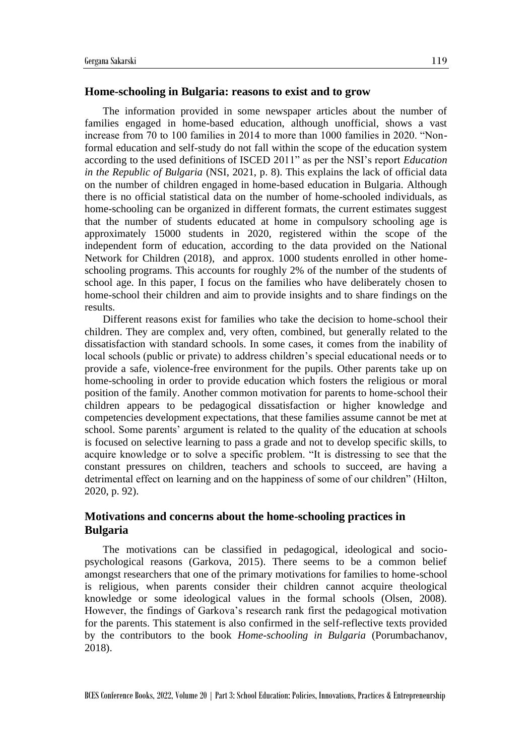## Home-schooling in Bulgaria: reasons to exist and to grow

The information provided in some newspaper articles about the number of families engaged in home-based education, although unofficial, shows a vast increase from 70 to 100 families in 2014 to more than 1000 families in 2020. "Non-formal education and self-study do not fall within the scope of the education system according to the used definitions of ISCED 2011" as per the NSI's report *Education in the Republic of Bulgaria* (NSI, 2021, p. 8). This explains the lack of official data on the number of children engaged in home-based education in Bulgaria. Although there is no official statistical data on the number of home-schooled individuals, as home-schooling can be organized in different formats, the current estimates suggest that the number of students educated at home in compulsory schooling age is approximately 15000 students in 2020, registered within the scope of the independent form of education, according to the data provided on the National Network for Children (2018), and approx. 1000 students enrolled in other home-schooling programs. This accounts for roughly 2% of the number of the students of school age. In this paper, I focus on the families who have deliberately chosen to home-school their children and aim to provide insights and to share findings on the results.

Different reasons exist for families who take the decision to home-school their children. They are complex and, very often, combined, but generally related to the dissatisfaction with standard schools. In some cases, it comes from the inability of local schools (public or private) to address children's special educational needs or to provide a safe, violence-free environment for the pupils. Other parents take up on home-schooling in order to provide education which fosters the religious or moral position of the family. Another common motivation for parents to home-school their children appears to be pedagogical dissatisfaction or higher knowledge and competencies development expectations, that these families assume cannot be met at school. Some parents' argument is related to the quality of the education at schools is focused on selective learning to pass a grade and not to develop specific skills, to acquire knowledge or to solve a specific problem. "It is distressing to see that the constant pressures on children, teachers and schools to succeed, are having a detrimental effect on learning and on the happiness of some of our children" (Hilton, 2020, p. 92).

## Motivations and concerns about the home-schooling practices in Bulgaria

The motivations can be classified in pedagogical, ideological and socio-psychological reasons (Garkova, 2015). There seems to be a common belief amongst researchers that one of the primary motivations for families to home-school is religious, when parents consider their children cannot acquire theological knowledge or some ideological values in the formal schools (Olsen, 2008). However, the findings of Garkova's research rank first the pedagogical motivation for the parents. This statement is also confirmed in the self-reflective texts provided by the contributors to the book *Home-schooling in Bulgaria* (Porumbachanov, 2018).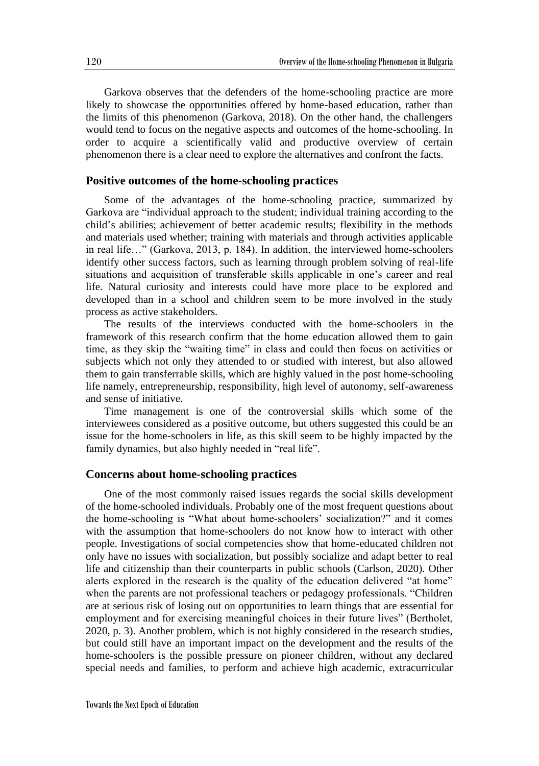Garkova observes that the defenders of the home-schooling practice are more likely to showcase the opportunities offered by home-based education, rather than the limits of this phenomenon (Garkova, 2018). On the other hand, the challengers would tend to focus on the negative aspects and outcomes of the home-schooling. In order to acquire a scientifically valid and productive overview of certain phenomenon there is a clear need to explore the alternatives and confront the facts.

## Positive outcomes of the home-schooling practices

Some of the advantages of the home-schooling practice, summarized by Garkova are "individual approach to the student; individual training according to the child's abilities; achievement of better academic results; flexibility in the methods and materials used whether; training with materials and through activities applicable in real life…" (Garkova, 2013, p. 184). In addition, the interviewed home-schoolers identify other success factors, such as learning through problem solving of real-life situations and acquisition of transferable skills applicable in one's career and real life. Natural curiosity and interests could have more place to be explored and developed than in a school and children seem to be more involved in the study process as active stakeholders.

The results of the interviews conducted with the home-schoolers in the framework of this research confirm that the home education allowed them to gain time, as they skip the "waiting time" in class and could then focus on activities or subjects which not only they attended to or studied with interest, but also allowed them to gain transferrable skills, which are highly valued in the post home-schooling life namely, entrepreneurship, responsibility, high level of autonomy, self-awareness and sense of initiative.

Time management is one of the controversial skills which some of the interviewees considered as a positive outcome, but others suggested this could be an issue for the home-schoolers in life, as this skill seem to be highly impacted by the family dynamics, but also highly needed in "real life".

## Concerns about home-schooling practices

One of the most commonly raised issues regards the social skills development of the home-schooled individuals. Probably one of the most frequent questions about the home-schooling is "What about home-schoolers' socialization?" and it comes with the assumption that home-schoolers do not know how to interact with other people. Investigations of social competencies show that home-educated children not only have no issues with socialization, but possibly socialize and adapt better to real life and citizenship than their counterparts in public schools (Carlson, 2020). Other alerts explored in the research is the quality of the education delivered "at home" when the parents are not professional teachers or pedagogy professionals. "Children are at serious risk of losing out on opportunities to learn things that are essential for employment and for exercising meaningful choices in their future lives" (Bertholet, 2020, p. 3). Another problem, which is not highly considered in the research studies, but could still have an important impact on the development and the results of the home-schoolers is the possible pressure on pioneer children, without any declared special needs and families, to perform and achieve high academic, extracurricular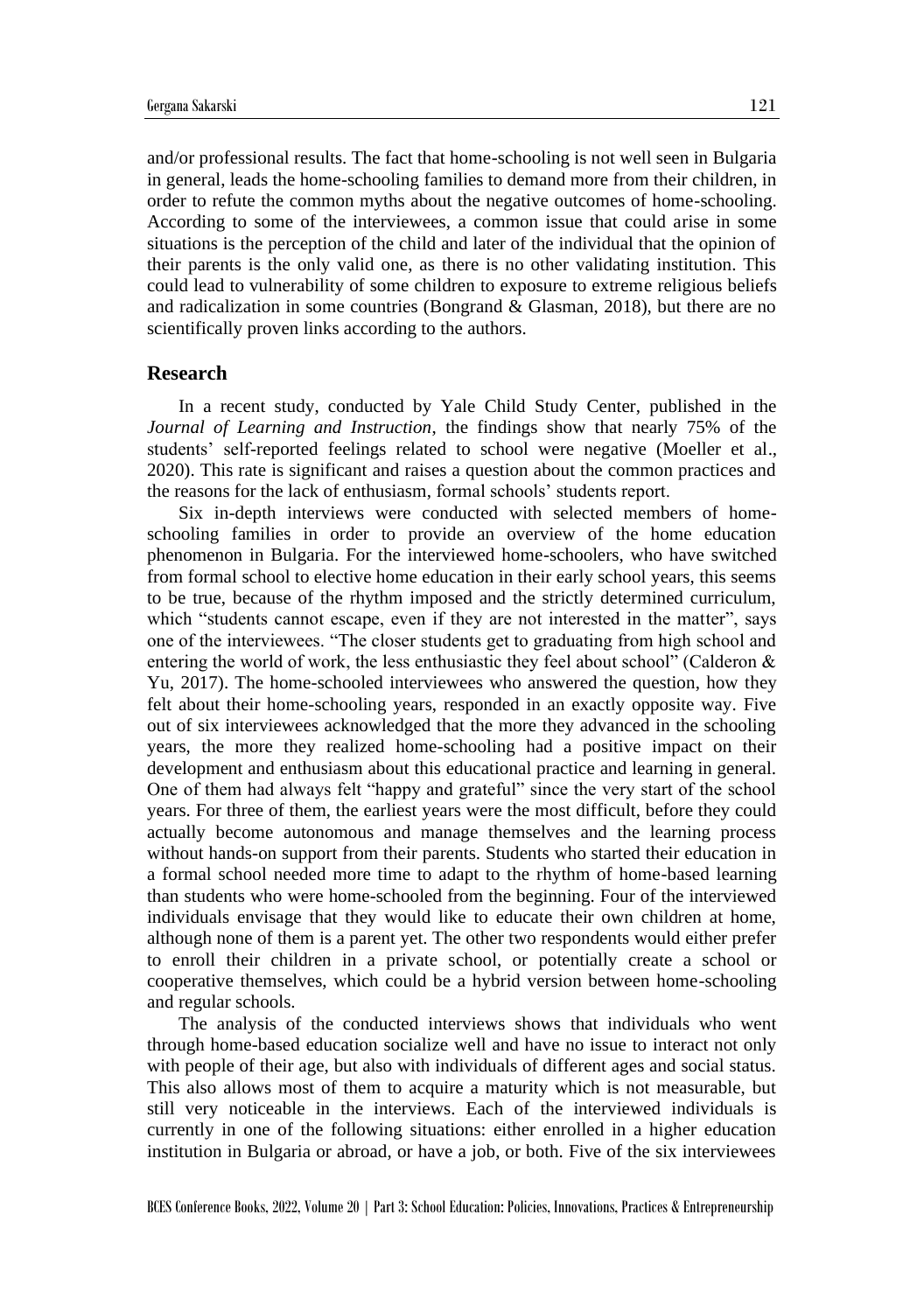and/or professional results. The fact that home-schooling is not well seen in Bulgaria in general, leads the home-schooling families to demand more from their children, in order to refute the common myths about the negative outcomes of home-schooling. According to some of the interviewees, a common issue that could arise in some situations is the perception of the child and later of the individual that the opinion of their parents is the only valid one, as there is no other validating institution. This could lead to vulnerability of some children to exposure to extreme religious beliefs and radicalization in some countries (Bongrand & Glasman, 2018), but there are no scientifically proven links according to the authors.

## Research

In a recent study, conducted by Yale Child Study Center, published in the *Journal of Learning and Instruction*, the findings show that nearly 75% of the students' self-reported feelings related to school were negative (Moeller et al., 2020). This rate is significant and raises a question about the common practices and the reasons for the lack of enthusiasm, formal schools' students report.

Six in-depth interviews were conducted with selected members of home-schooling families in order to provide an overview of the home education phenomenon in Bulgaria. For the interviewed home-schoolers, who have switched from formal school to elective home education in their early school years, this seems to be true, because of the rhythm imposed and the strictly determined curriculum, which "students cannot escape, even if they are not interested in the matter", says one of the interviewees. "The closer students get to graduating from high school and entering the world of work, the less enthusiastic they feel about school" (Calderon & Yu, 2017). The home-schooled interviewees who answered the question, how they felt about their home-schooling years, responded in an exactly opposite way. Five out of six interviewees acknowledged that the more they advanced in the schooling years, the more they realized home-schooling had a positive impact on their development and enthusiasm about this educational practice and learning in general. One of them had always felt "happy and grateful" since the very start of the school years. For three of them, the earliest years were the most difficult, before they could actually become autonomous and manage themselves and the learning process without hands-on support from their parents. Students who started their education in a formal school needed more time to adapt to the rhythm of home-based learning than students who were home-schooled from the beginning. Four of the interviewed individuals envisage that they would like to educate their own children at home, although none of them is a parent yet. The other two respondents would either prefer to enroll their children in a private school, or potentially create a school or cooperative themselves, which could be a hybrid version between home-schooling and regular schools.

The analysis of the conducted interviews shows that individuals who went through home-based education socialize well and have no issue to interact not only with people of their age, but also with individuals of different ages and social status. This also allows most of them to acquire a maturity which is not measurable, but still very noticeable in the interviews. Each of the interviewed individuals is currently in one of the following situations: either enrolled in a higher education institution in Bulgaria or abroad, or have a job, or both. Five of the six interviewees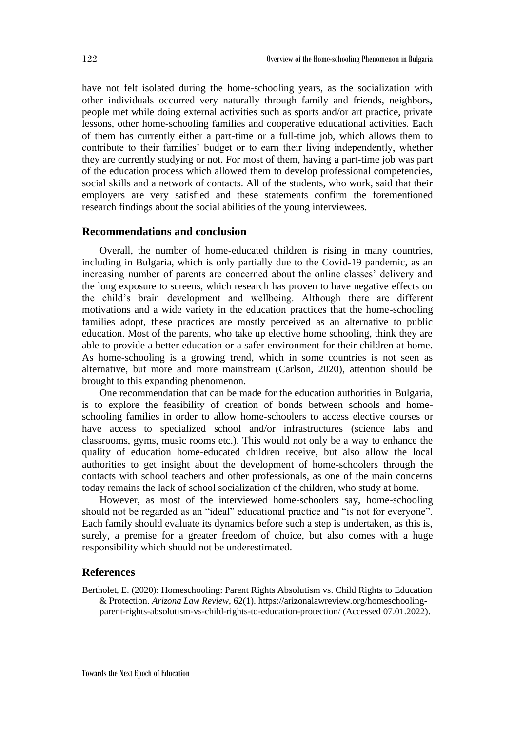have not felt isolated during the home-schooling years, as the socialization with other individuals occurred very naturally through family and friends, neighbors, people met while doing external activities such as sports and/or art practice, private lessons, other home-schooling families and cooperative educational activities. Each of them has currently either a part-time or a full-time job, which allows them to contribute to their families' budget or to earn their living independently, whether they are currently studying or not. For most of them, having a part-time job was part of the education process which allowed them to develop professional competencies, social skills and a network of contacts. All of the students, who work, said that their employers are very satisfied and these statements confirm the forementioned research findings about the social abilities of the young interviewees.

## Recommendations and conclusion

Overall, the number of home-educated children is rising in many countries, including in Bulgaria, which is only partially due to the Covid-19 pandemic, as an increasing number of parents are concerned about the online classes' delivery and the long exposure to screens, which research has proven to have negative effects on the child's brain development and wellbeing. Although there are different motivations and a wide variety in the education practices that the home-schooling families adopt, these practices are mostly perceived as an alternative to public education. Most of the parents, who take up elective home schooling, think they are able to provide a better education or a safer environment for their children at home. As home-schooling is a growing trend, which in some countries is not seen as alternative, but more and more mainstream (Carlson, 2020), attention should be brought to this expanding phenomenon.

One recommendation that can be made for the education authorities in Bulgaria, is to explore the feasibility of creation of bonds between schools and home-schooling families in order to allow home-schoolers to access elective courses or have access to specialized school and/or infrastructures (science labs and classrooms, gyms, music rooms etc.). This would not only be a way to enhance the quality of education home-educated children receive, but also allow the local authorities to get insight about the development of home-schoolers through the contacts with school teachers and other professionals, as one of the main concerns today remains the lack of school socialization of the children, who study at home.

However, as most of the interviewed home-schoolers say, home-schooling should not be regarded as an "ideal" educational practice and "is not for everyone". Each family should evaluate its dynamics before such a step is undertaken, as this is, surely, a premise for a greater freedom of choice, but also comes with a huge responsibility which should not be underestimated.

## References

Bertholet, E. (2020): Homeschooling: Parent Rights Absolutism vs. Child Rights to Education & Protection. *Arizona Law Review*, 62(1). https://arizonalawreview.org/homeschooling-parent-rights-absolutism-vs-child-rights-to-education-protection/ (Accessed 07.01.2022).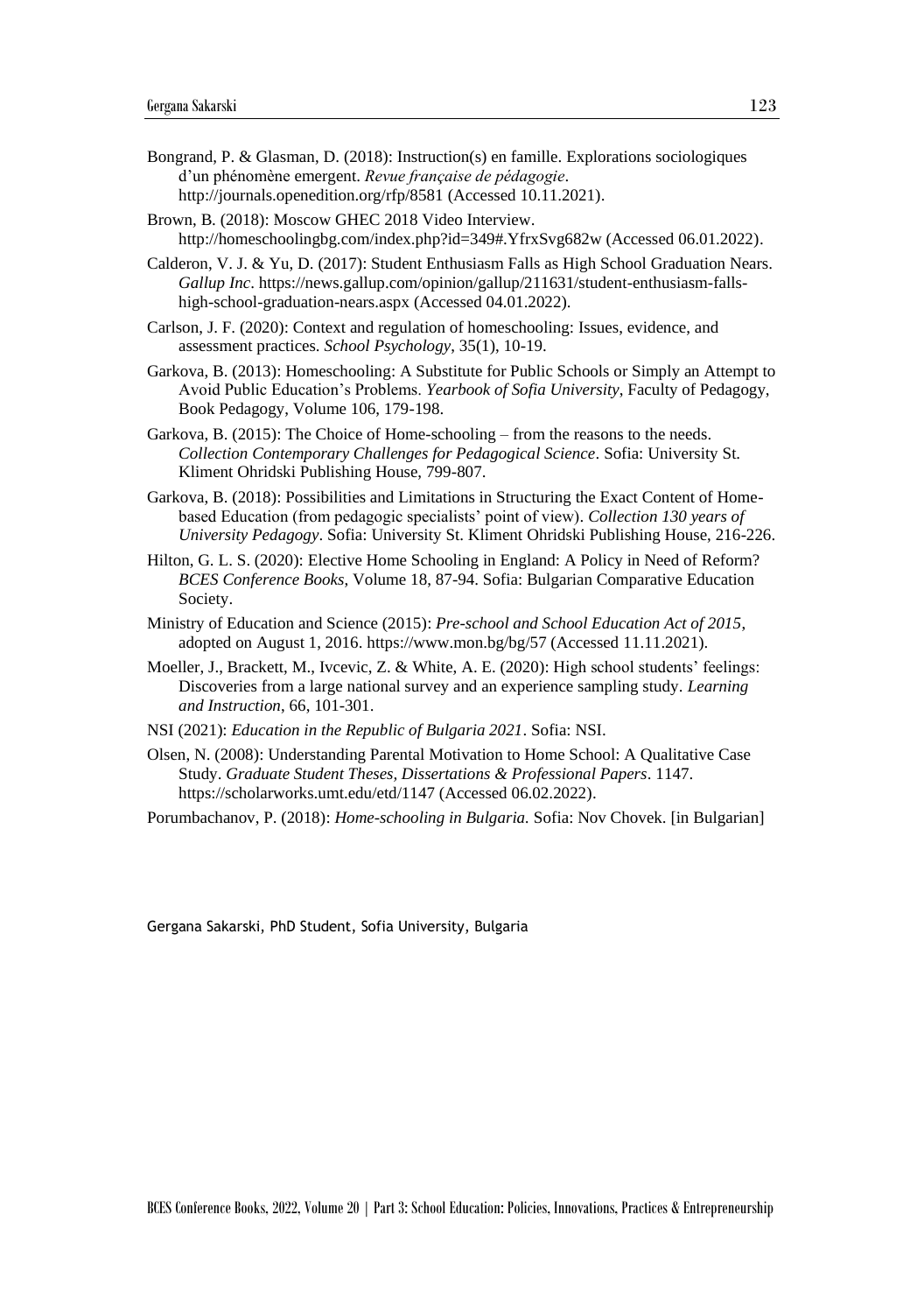Bongrand, P. & Glasman, D. (2018): Instruction(s) en famille. Explorations sociologiques d'un phénomène emergent. *Revue française de pédagogie*. http://journals.openedition.org/rfp/8581 (Accessed 10.11.2021).

Brown, B. (2018): Moscow GHEC 2018 Video Interview. http://homeschoolingbg.com/index.php?id=349#.YfrxSvg682w (Accessed 06.01.2022).

Calderon, V. J. & Yu, D. (2017): Student Enthusiasm Falls as High School Graduation Nears. *Gallup Inc*. https://news.gallup.com/opinion/gallup/211631/student-enthusiasm-falls-high-school-graduation-nears.aspx (Accessed 04.01.2022).

Carlson, J. F. (2020): Context and regulation of homeschooling: Issues, evidence, and assessment practices. *School Psychology*, 35(1), 10-19.

Garkova, B. (2013): Homeschooling: A Substitute for Public Schools or Simply an Attempt to Avoid Public Education's Problems. *Yearbook of Sofia University*, Faculty of Pedagogy, Book Pedagogy, Volume 106, 179-198.

Garkova, B. (2015): The Choice of Home-schooling – from the reasons to the needs. *Collection Contemporary Challenges for Pedagogical Science*. Sofia: University St. Kliment Ohridski Publishing House, 799-807.

Garkova, B. (2018): Possibilities and Limitations in Structuring the Exact Content of Home-based Education (from pedagogic specialists' point of view). *Collection 130 years of University Pedagogy*. Sofia: University St. Kliment Ohridski Publishing House, 216-226.

Hilton, G. L. S. (2020): Elective Home Schooling in England: A Policy in Need of Reform? *BCES Conference Books*, Volume 18, 87-94. Sofia: Bulgarian Comparative Education Society.

Ministry of Education and Science (2015): *Pre-school and School Education Act of 2015*, adopted on August 1, 2016. https://www.mon.bg/bg/57 (Accessed 11.11.2021).

Moeller, J., Brackett, M., Ivcevic, Z. & White, A. E. (2020): High school students' feelings: Discoveries from a large national survey and an experience sampling study. *Learning and Instruction*, 66, 101-301.

NSI (2021): *Education in the Republic of Bulgaria 2021*. Sofia: NSI.

Olsen, N. (2008): Understanding Parental Motivation to Home School: A Qualitative Case Study. *Graduate Student Theses, Dissertations & Professional Papers*. 1147. https://scholarworks.umt.edu/etd/1147 (Accessed 06.02.2022).

Porumbachanov, P. (2018): *Home-schooling in Bulgaria.* Sofia: Nov Chovek. [in Bulgarian]

Gergana Sakarski, PhD Student, Sofia University, Bulgaria